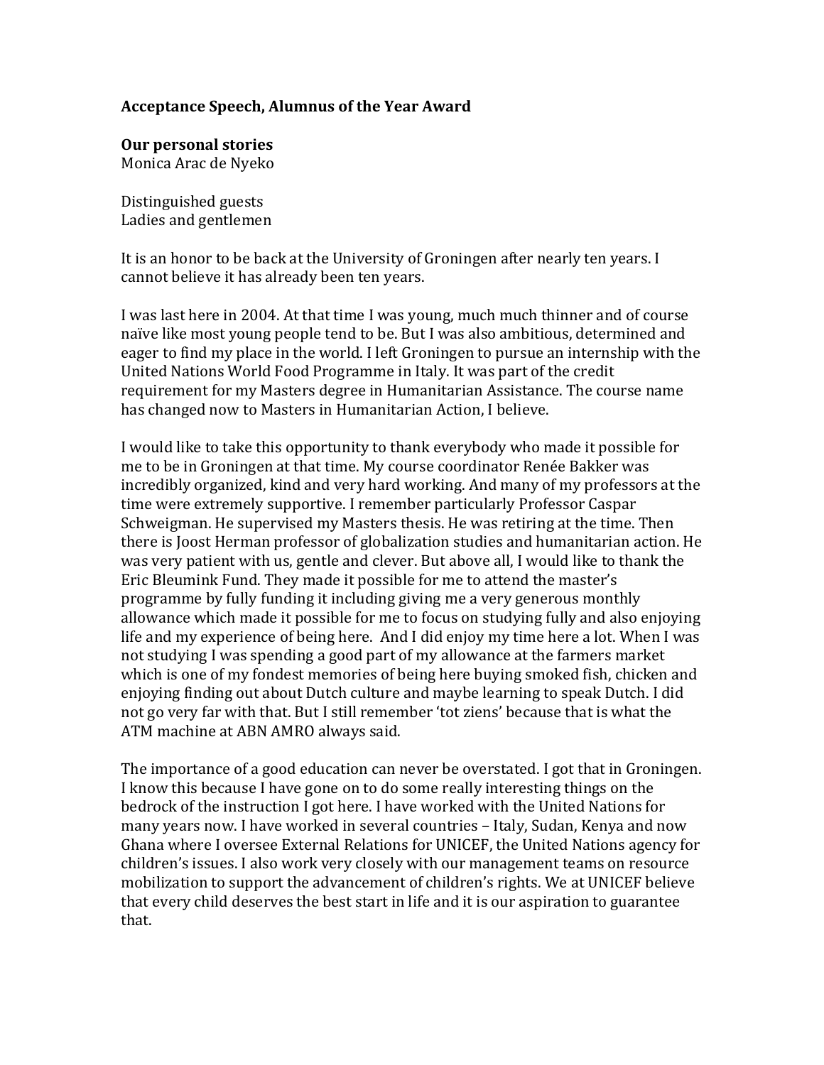**Acceptance Speech, Alumnus of the Year Award**

**Our personal stories**
Monica Arac de Nyeko

Distinguished guests
Ladies and gentlemen

It is an honor to be back at the University of Groningen after nearly ten years. I cannot believe it has already been ten years.

I was last here in 2004. At that time I was young, much much thinner and of course naïve like most young people tend to be. But I was also ambitious, determined and eager to find my place in the world. I left Groningen to pursue an internship with the United Nations World Food Programme in Italy. It was part of the credit requirement for my Masters degree in Humanitarian Assistance. The course name has changed now to Masters in Humanitarian Action, I believe.

I would like to take this opportunity to thank everybody who made it possible for me to be in Groningen at that time. My course coordinator Renée Bakker was incredibly organized, kind and very hard working. And many of my professors at the time were extremely supportive. I remember particularly Professor Caspar Schweigman. He supervised my Masters thesis. He was retiring at the time. Then there is Joost Herman professor of globalization studies and humanitarian action. He was very patient with us, gentle and clever. But above all, I would like to thank the Eric Bleumink Fund. They made it possible for me to attend the master's programme by fully funding it including giving me a very generous monthly allowance which made it possible for me to focus on studying fully and also enjoying life and my experience of being here. And I did enjoy my time here a lot. When I was not studying I was spending a good part of my allowance at the farmers market which is one of my fondest memories of being here buying smoked fish, chicken and enjoying finding out about Dutch culture and maybe learning to speak Dutch. I did not go very far with that. But I still remember 'tot ziens' because that is what the ATM machine at ABN AMRO always said.

The importance of a good education can never be overstated. I got that in Groningen. I know this because I have gone on to do some really interesting things on the bedrock of the instruction I got here. I have worked with the United Nations for many years now. I have worked in several countries – Italy, Sudan, Kenya and now Ghana where I oversee External Relations for UNICEF, the United Nations agency for children's issues. I also work very closely with our management teams on resource mobilization to support the advancement of children's rights. We at UNICEF believe that every child deserves the best start in life and it is our aspiration to guarantee that.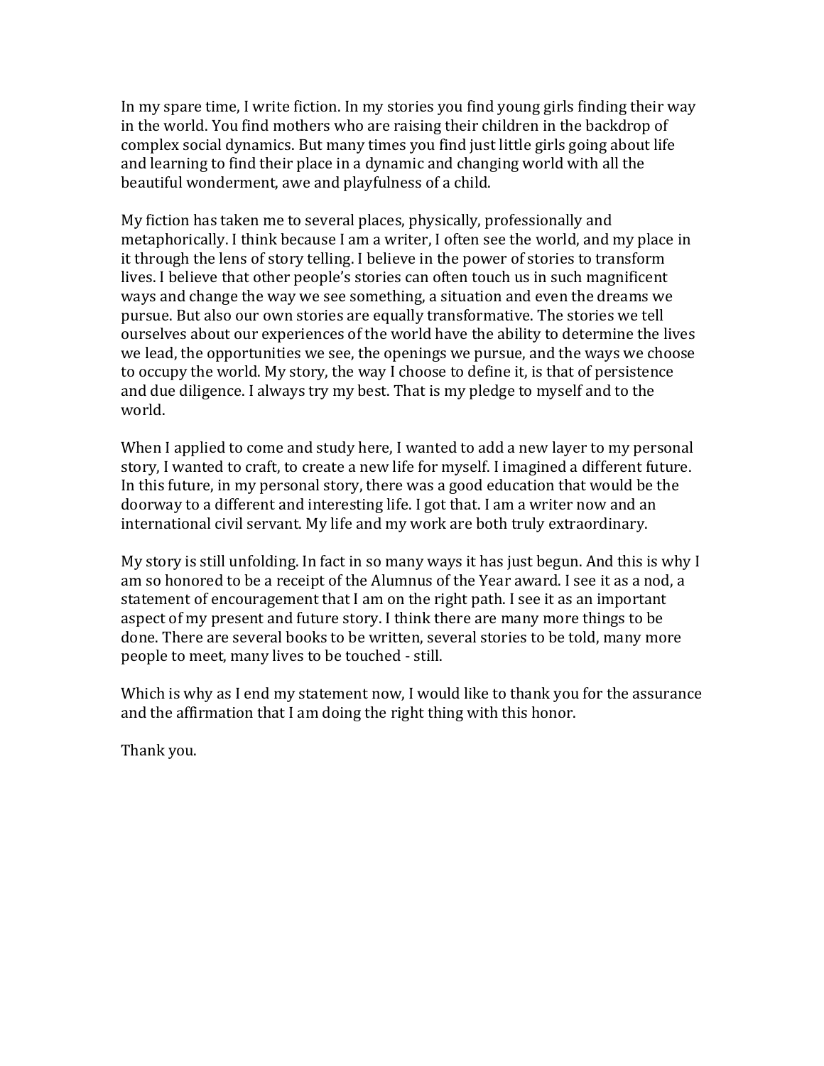In my spare time, I write fiction. In my stories you find young girls finding their way in the world. You find mothers who are raising their children in the backdrop of complex social dynamics. But many times you find just little girls going about life and learning to find their place in a dynamic and changing world with all the beautiful wonderment, awe and playfulness of a child.

My fiction has taken me to several places, physically, professionally and metaphorically. I think because I am a writer, I often see the world, and my place in it through the lens of story telling. I believe in the power of stories to transform lives. I believe that other people's stories can often touch us in such magnificent ways and change the way we see something, a situation and even the dreams we pursue. But also our own stories are equally transformative. The stories we tell ourselves about our experiences of the world have the ability to determine the lives we lead, the opportunities we see, the openings we pursue, and the ways we choose to occupy the world. My story, the way I choose to define it, is that of persistence and due diligence. I always try my best. That is my pledge to myself and to the world.

When I applied to come and study here, I wanted to add a new layer to my personal story, I wanted to craft, to create a new life for myself. I imagined a different future. In this future, in my personal story, there was a good education that would be the doorway to a different and interesting life. I got that. I am a writer now and an international civil servant. My life and my work are both truly extraordinary.

My story is still unfolding. In fact in so many ways it has just begun. And this is why I am so honored to be a receipt of the Alumnus of the Year award. I see it as a nod, a statement of encouragement that I am on the right path. I see it as an important aspect of my present and future story. I think there are many more things to be done. There are several books to be written, several stories to be told, many more people to meet, many lives to be touched - still.

Which is why as I end my statement now, I would like to thank you for the assurance and the affirmation that I am doing the right thing with this honor.

Thank you.